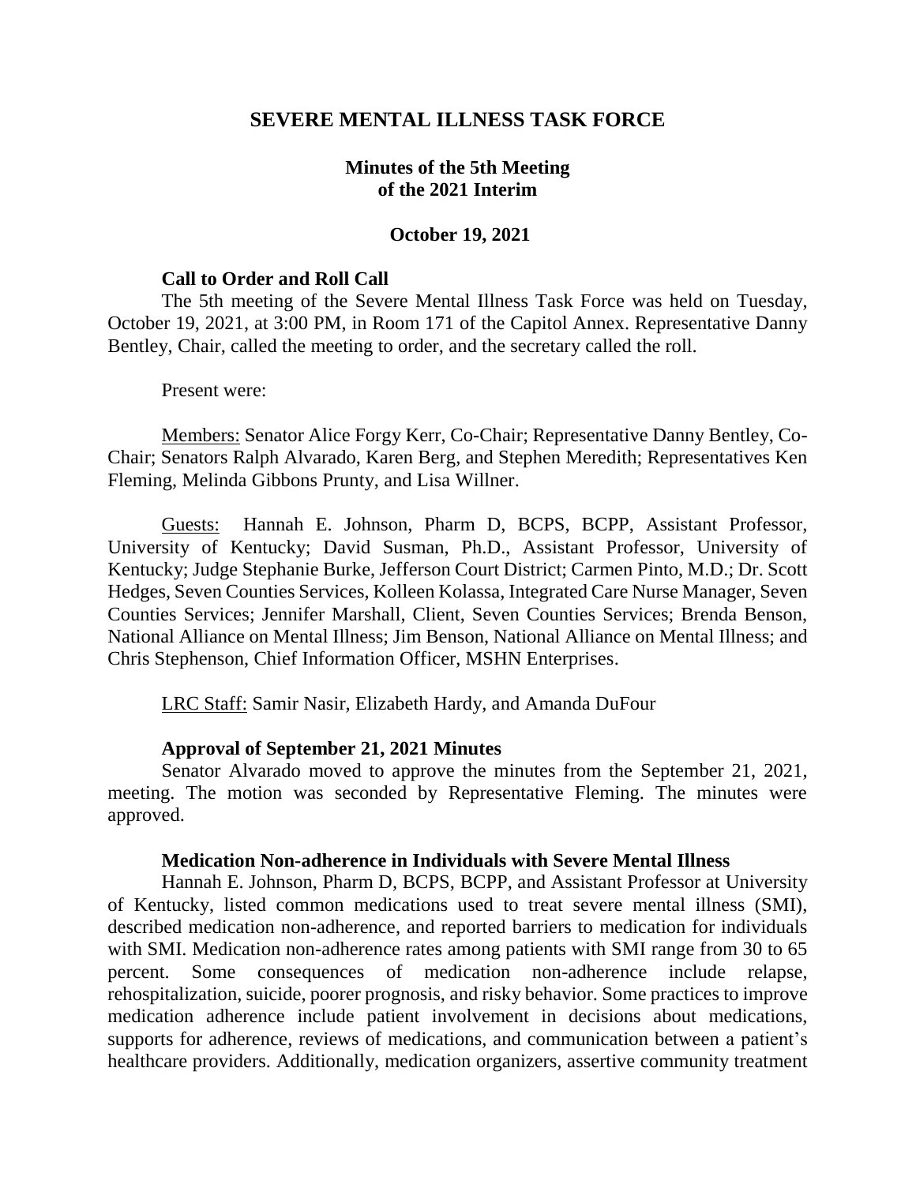# SEVERE MENTAL ILLNESS TASK FORCE

## Minutes of the 5th Meeting of the 2021 Interim

### October 19, 2021

**Call to Order and Roll Call**

The 5th meeting of the Severe Mental Illness Task Force was held on Tuesday, October 19, 2021, at 3:00 PM, in Room 171 of the Capitol Annex. Representative Danny Bentley, Chair, called the meeting to order, and the secretary called the roll.

Present were:

Members: Senator Alice Forgy Kerr, Co-Chair; Representative Danny Bentley, Co-Chair; Senators Ralph Alvarado, Karen Berg, and Stephen Meredith; Representatives Ken Fleming, Melinda Gibbons Prunty, and Lisa Willner.

Guests: Hannah E. Johnson, Pharm D, BCPS, BCPP, Assistant Professor, University of Kentucky; David Susman, Ph.D., Assistant Professor, University of Kentucky; Judge Stephanie Burke, Jefferson Court District; Carmen Pinto, M.D.; Dr. Scott Hedges, Seven Counties Services, Kolleen Kolassa, Integrated Care Nurse Manager, Seven Counties Services; Jennifer Marshall, Client, Seven Counties Services; Brenda Benson, National Alliance on Mental Illness; Jim Benson, National Alliance on Mental Illness; and Chris Stephenson, Chief Information Officer, MSHN Enterprises.

LRC Staff: Samir Nasir, Elizabeth Hardy, and Amanda DuFour

**Approval of September 21, 2021 Minutes**

Senator Alvarado moved to approve the minutes from the September 21, 2021, meeting. The motion was seconded by Representative Fleming. The minutes were approved.

**Medication Non-adherence in Individuals with Severe Mental Illness**

Hannah E. Johnson, Pharm D, BCPS, BCPP, and Assistant Professor at University of Kentucky, listed common medications used to treat severe mental illness (SMI), described medication non-adherence, and reported barriers to medication for individuals with SMI. Medication non-adherence rates among patients with SMI range from 30 to 65 percent. Some consequences of medication non-adherence include relapse, rehospitalization, suicide, poorer prognosis, and risky behavior. Some practices to improve medication adherence include patient involvement in decisions about medications, supports for adherence, reviews of medications, and communication between a patient's healthcare providers. Additionally, medication organizers, assertive community treatment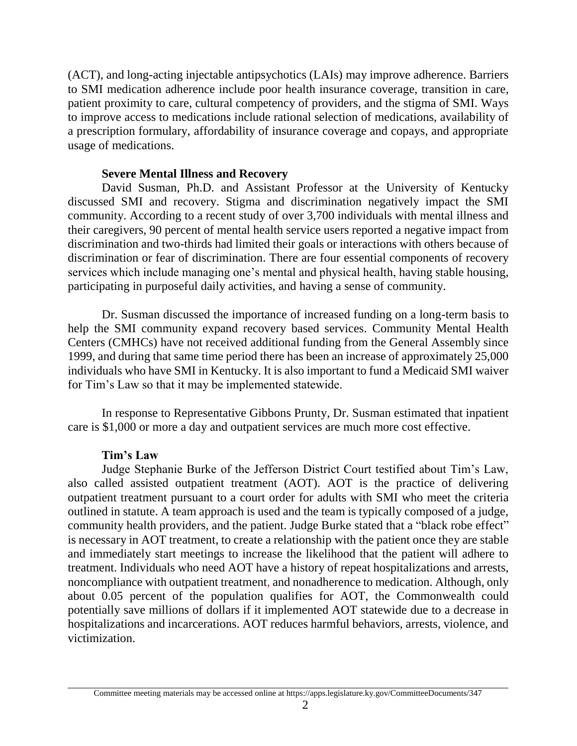(ACT), and long-acting injectable antipsychotics (LAIs) may improve adherence. Barriers to SMI medication adherence include poor health insurance coverage, transition in care, patient proximity to care, cultural competency of providers, and the stigma of SMI. Ways to improve access to medications include rational selection of medications, availability of a prescription formulary, affordability of insurance coverage and copays, and appropriate usage of medications.

**Severe Mental Illness and Recovery**

David Susman, Ph.D. and Assistant Professor at the University of Kentucky discussed SMI and recovery. Stigma and discrimination negatively impact the SMI community. According to a recent study of over 3,700 individuals with mental illness and their caregivers, 90 percent of mental health service users reported a negative impact from discrimination and two-thirds had limited their goals or interactions with others because of discrimination or fear of discrimination. There are four essential components of recovery services which include managing one's mental and physical health, having stable housing, participating in purposeful daily activities, and having a sense of community.

Dr. Susman discussed the importance of increased funding on a long-term basis to help the SMI community expand recovery based services. Community Mental Health Centers (CMHCs) have not received additional funding from the General Assembly since 1999, and during that same time period there has been an increase of approximately 25,000 individuals who have SMI in Kentucky. It is also important to fund a Medicaid SMI waiver for Tim's Law so that it may be implemented statewide.

In response to Representative Gibbons Prunty, Dr. Susman estimated that inpatient care is $1,000 or more a day and outpatient services are much more cost effective.

**Tim's Law**

Judge Stephanie Burke of the Jefferson District Court testified about Tim's Law, also called assisted outpatient treatment (AOT). AOT is the practice of delivering outpatient treatment pursuant to a court order for adults with SMI who meet the criteria outlined in statute. A team approach is used and the team is typically composed of a judge, community health providers, and the patient. Judge Burke stated that a "black robe effect" is necessary in AOT treatment, to create a relationship with the patient once they are stable and immediately start meetings to increase the likelihood that the patient will adhere to treatment. Individuals who need AOT have a history of repeat hospitalizations and arrests, noncompliance with outpatient treatment, and nonadherence to medication. Although, only about 0.05 percent of the population qualifies for AOT, the Commonwealth could potentially save millions of dollars if it implemented AOT statewide due to a decrease in hospitalizations and incarcerations. AOT reduces harmful behaviors, arrests, violence, and victimization.

Committee meeting materials may be accessed online at https://apps.legislature.ky.gov/CommitteeDocuments/347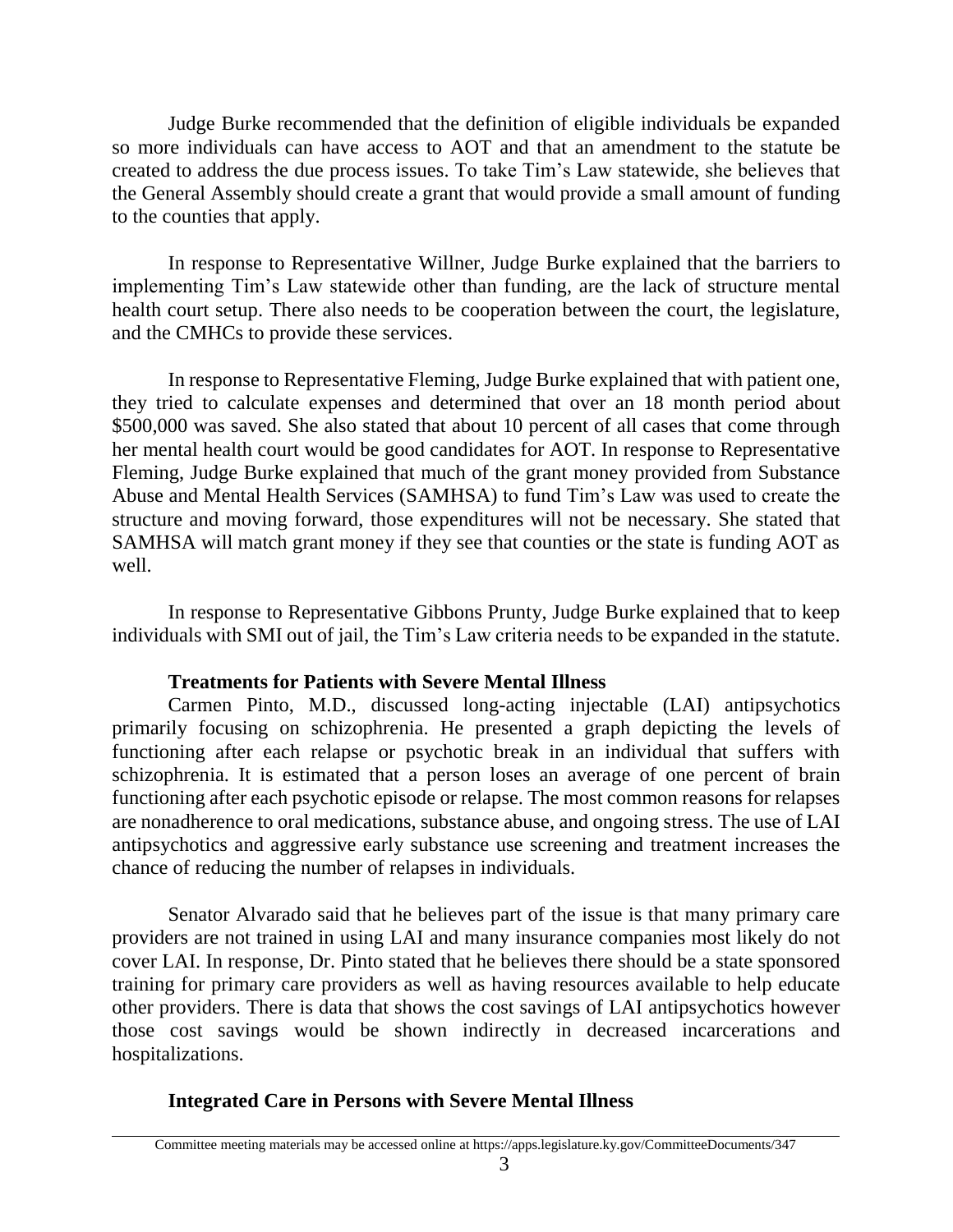Judge Burke recommended that the definition of eligible individuals be expanded so more individuals can have access to AOT and that an amendment to the statute be created to address the due process issues. To take Tim's Law statewide, she believes that the General Assembly should create a grant that would provide a small amount of funding to the counties that apply.

In response to Representative Willner, Judge Burke explained that the barriers to implementing Tim's Law statewide other than funding, are the lack of structure mental health court setup. There also needs to be cooperation between the court, the legislature, and the CMHCs to provide these services.

In response to Representative Fleming, Judge Burke explained that with patient one, they tried to calculate expenses and determined that over an 18 month period about $500,000 was saved. She also stated that about 10 percent of all cases that come through her mental health court would be good candidates for AOT. In response to Representative Fleming, Judge Burke explained that much of the grant money provided from Substance Abuse and Mental Health Services (SAMHSA) to fund Tim's Law was used to create the structure and moving forward, those expenditures will not be necessary. She stated that SAMHSA will match grant money if they see that counties or the state is funding AOT as well.

In response to Representative Gibbons Prunty, Judge Burke explained that to keep individuals with SMI out of jail, the Tim's Law criteria needs to be expanded in the statute.

**Treatments for Patients with Severe Mental Illness**

Carmen Pinto, M.D., discussed long-acting injectable (LAI) antipsychotics primarily focusing on schizophrenia. He presented a graph depicting the levels of functioning after each relapse or psychotic break in an individual that suffers with schizophrenia. It is estimated that a person loses an average of one percent of brain functioning after each psychotic episode or relapse. The most common reasons for relapses are nonadherence to oral medications, substance abuse, and ongoing stress. The use of LAI antipsychotics and aggressive early substance use screening and treatment increases the chance of reducing the number of relapses in individuals.

Senator Alvarado said that he believes part of the issue is that many primary care providers are not trained in using LAI and many insurance companies most likely do not cover LAI. In response, Dr. Pinto stated that he believes there should be a state sponsored training for primary care providers as well as having resources available to help educate other providers. There is data that shows the cost savings of LAI antipsychotics however those cost savings would be shown indirectly in decreased incarcerations and hospitalizations.

**Integrated Care in Persons with Severe Mental Illness**

Committee meeting materials may be accessed online at https://apps.legislature.ky.gov/CommitteeDocuments/347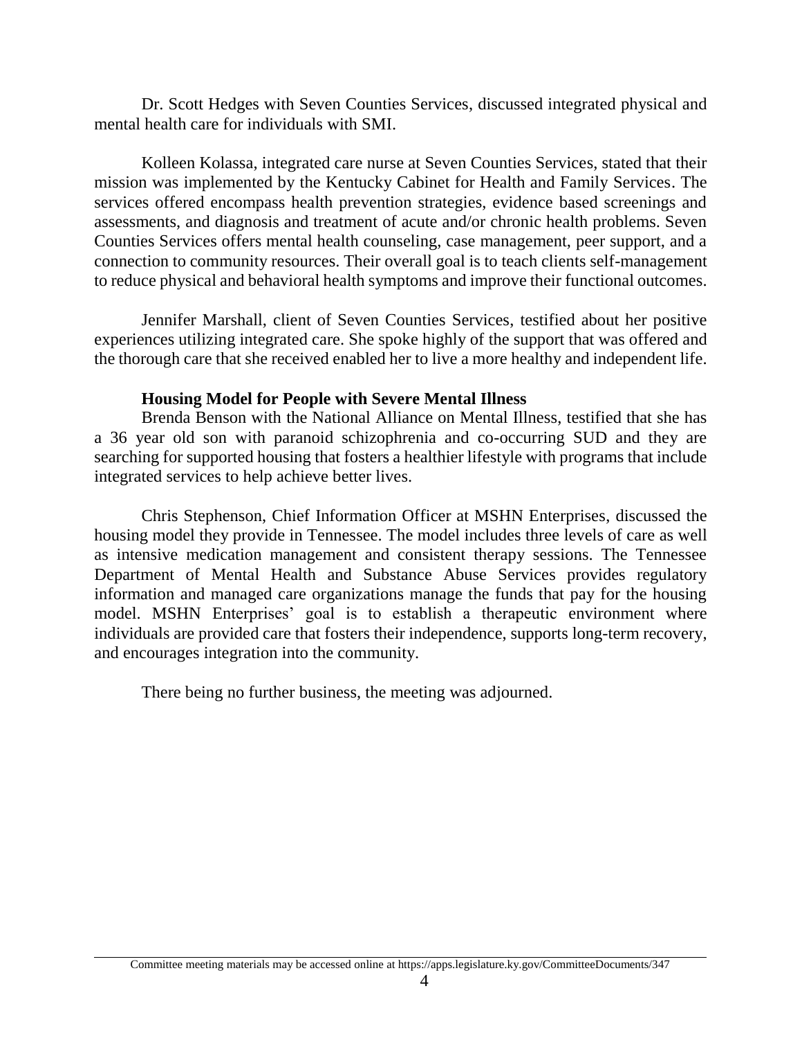Dr. Scott Hedges with Seven Counties Services, discussed integrated physical and mental health care for individuals with SMI.

Kolleen Kolassa, integrated care nurse at Seven Counties Services, stated that their mission was implemented by the Kentucky Cabinet for Health and Family Services. The services offered encompass health prevention strategies, evidence based screenings and assessments, and diagnosis and treatment of acute and/or chronic health problems. Seven Counties Services offers mental health counseling, case management, peer support, and a connection to community resources. Their overall goal is to teach clients self-management to reduce physical and behavioral health symptoms and improve their functional outcomes.

Jennifer Marshall, client of Seven Counties Services, testified about her positive experiences utilizing integrated care. She spoke highly of the support that was offered and the thorough care that she received enabled her to live a more healthy and independent life.

**Housing Model for People with Severe Mental Illness**

Brenda Benson with the National Alliance on Mental Illness, testified that she has a 36 year old son with paranoid schizophrenia and co-occurring SUD and they are searching for supported housing that fosters a healthier lifestyle with programs that include integrated services to help achieve better lives.

Chris Stephenson, Chief Information Officer at MSHN Enterprises, discussed the housing model they provide in Tennessee. The model includes three levels of care as well as intensive medication management and consistent therapy sessions. The Tennessee Department of Mental Health and Substance Abuse Services provides regulatory information and managed care organizations manage the funds that pay for the housing model. MSHN Enterprises' goal is to establish a therapeutic environment where individuals are provided care that fosters their independence, supports long-term recovery, and encourages integration into the community.

There being no further business, the meeting was adjourned.

Committee meeting materials may be accessed online at https://apps.legislature.ky.gov/CommitteeDocuments/347